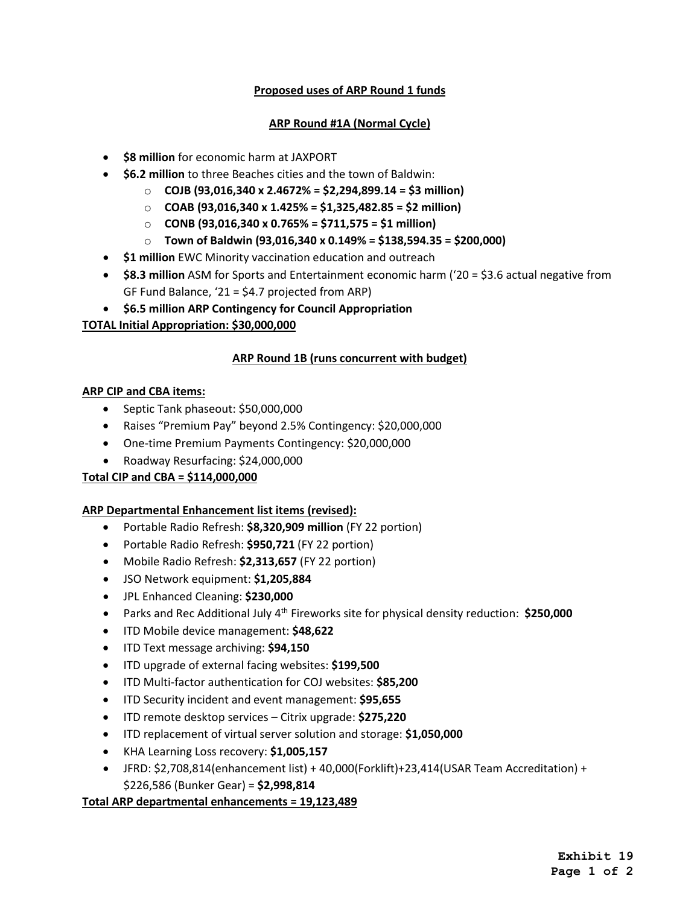**Proposed uses of ARP Round 1 funds**

**ARP Round #1A (Normal Cycle)**

- **$8 million** for economic harm at JAXPORT
- **$6.2 million** to three Beaches cities and the town of Baldwin:
  - **COJB (93,016,340 x 2.4672% = $2,294,899.14 = $3 million)**
  - **COAB (93,016,340 x 1.425% = $1,325,482.85 = $2 million)**
  - **CONB (93,016,340 x 0.765% = $711,575 = $1 million)**
  - **Town of Baldwin (93,016,340 x 0.149% = $138,594.35 = $200,000)**
- **$1 million** EWC Minority vaccination education and outreach
- **$8.3 million** ASM for Sports and Entertainment economic harm ('20 = $3.6 actual negative from GF Fund Balance, '21 = $4.7 projected from ARP)
- **$6.5 million ARP Contingency for Council Appropriation**

**TOTAL Initial Appropriation: $30,000,000**

**ARP Round 1B (runs concurrent with budget)**

**ARP CIP and CBA items:**

- Septic Tank phaseout: $50,000,000
- Raises "Premium Pay" beyond 2.5% Contingency: $20,000,000
- One-time Premium Payments Contingency: $20,000,000
- Roadway Resurfacing: $24,000,000

**Total CIP and CBA = $114,000,000**

**ARP Departmental Enhancement list items (revised):**

- Portable Radio Refresh: **$8,320,909 million** (FY 22 portion)
- Portable Radio Refresh: **$950,721** (FY 22 portion)
- Mobile Radio Refresh: **$2,313,657** (FY 22 portion)
- JSO Network equipment: **$1,205,884**
- JPL Enhanced Cleaning: **$230,000**
- Parks and Rec Additional July 4th Fireworks site for physical density reduction: **$250,000**
- ITD Mobile device management: **$48,622**
- ITD Text message archiving: **$94,150**
- ITD upgrade of external facing websites: **$199,500**
- ITD Multi-factor authentication for COJ websites: **$85,200**
- ITD Security incident and event management: **$95,655**
- ITD remote desktop services – Citrix upgrade: **$275,220**
- ITD replacement of virtual server solution and storage: **$1,050,000**
- KHA Learning Loss recovery: **$1,005,157**
- JFRD: $2,708,814(enhancement list) + 40,000(Forklift)+23,414(USAR Team Accreditation) + $226,586 (Bunker Gear) = **$2,998,814**

**Total ARP departmental enhancements = 19,123,489**

Exhibit 19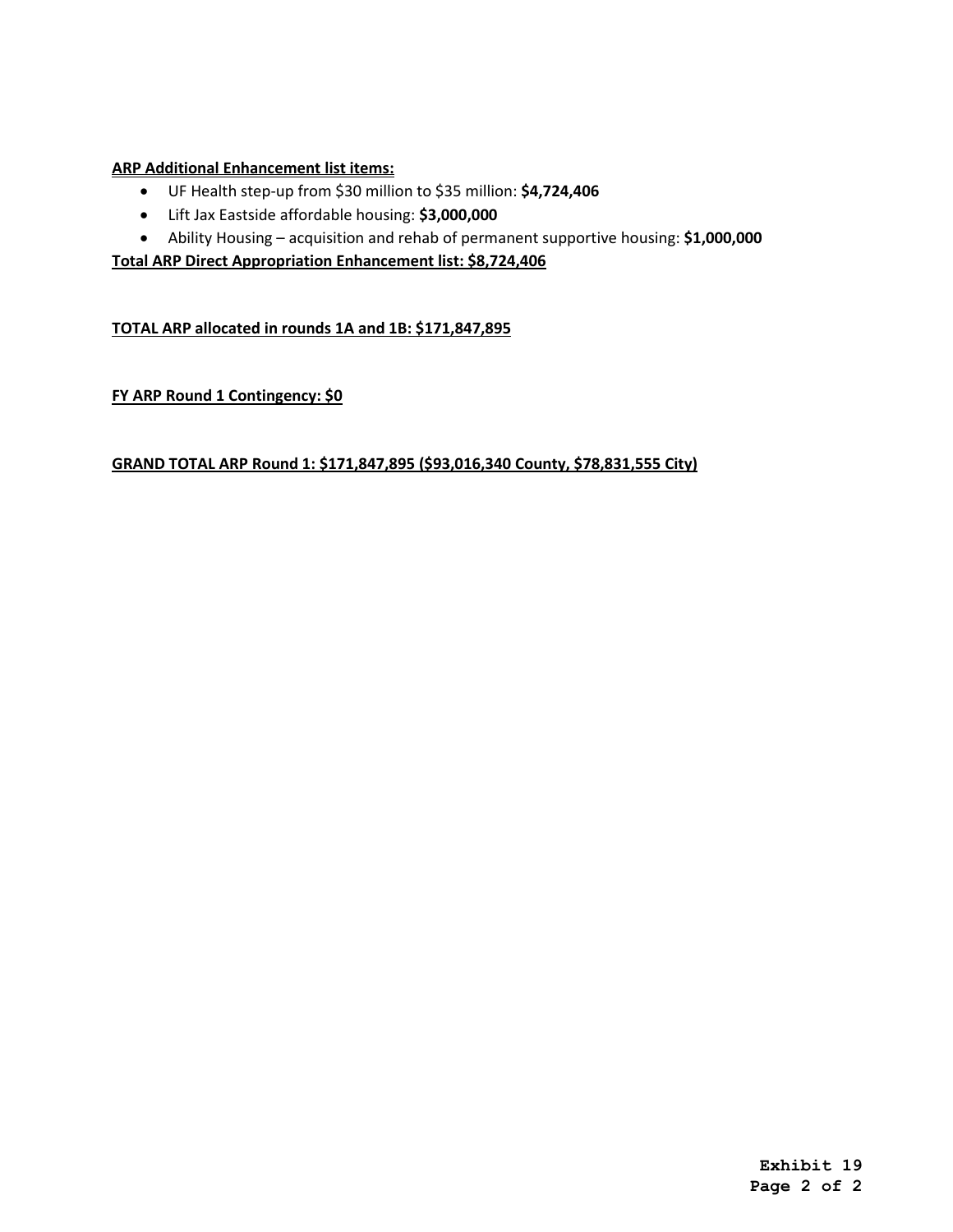**ARP Additional Enhancement list items:**

- UF Health step-up from $30 million to $35 million: **$4,724,406**
- Lift Jax Eastside affordable housing: **$3,000,000**
- Ability Housing – acquisition and rehab of permanent supportive housing: **$1,000,000**

**Total ARP Direct Appropriation Enhancement list: $8,724,406**

**TOTAL ARP allocated in rounds 1A and 1B: $171,847,895**

**FY ARP Round 1 Contingency: $0**

**GRAND TOTAL ARP Round 1: $171,847,895 ($93,016,340 County, $78,831,555 City)**

**Exhibit 19**